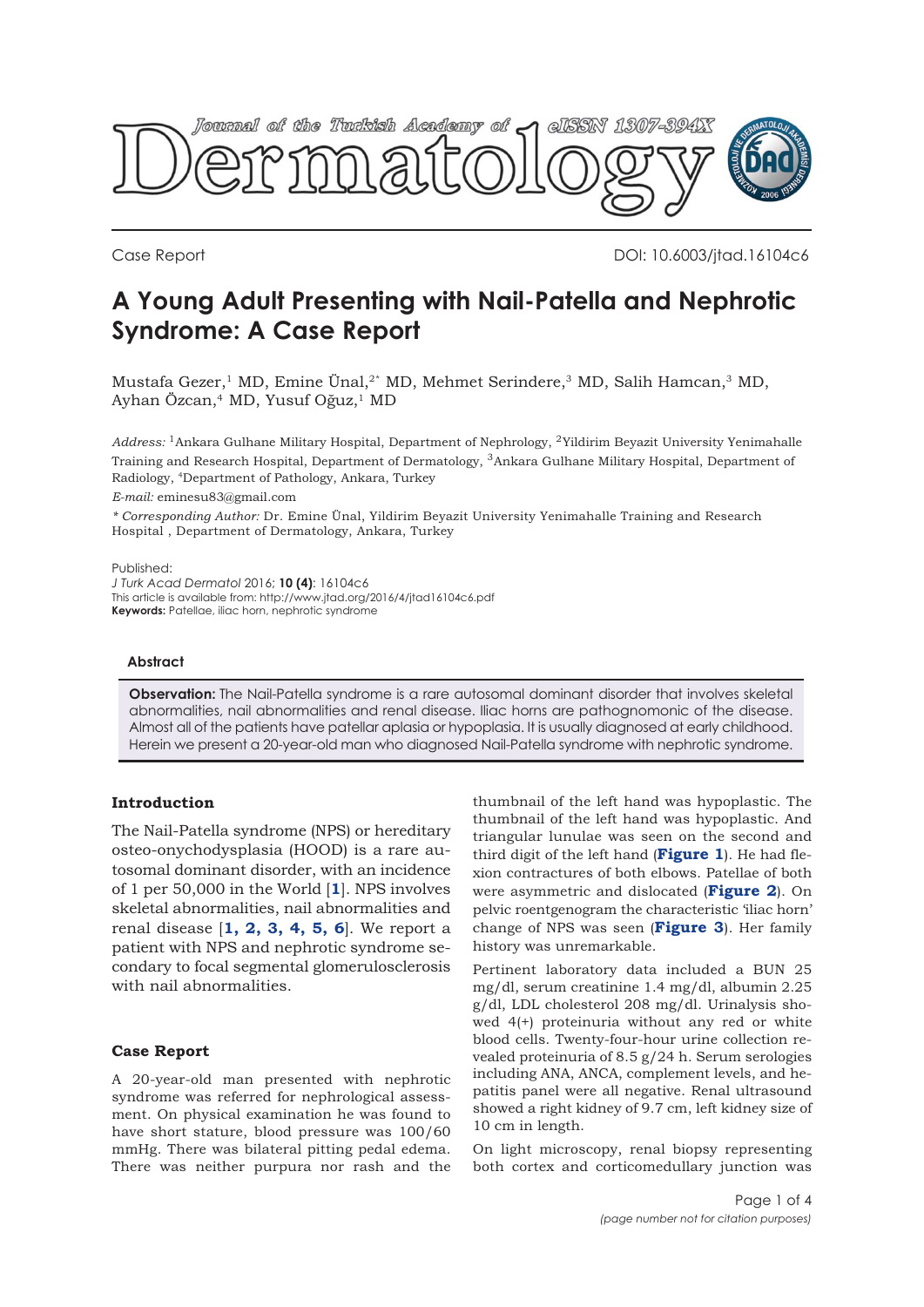Case Report

DOI: 10.6003/jtad.16104c6

# A Young Adult Presenting with Nail-Patella and Nephrotic Syndrome: A Case Report

Mustafa Gezer,[1] MD, Emine Ünal,[2*] MD, Mehmet Serindere,[3] MD, Salih Hamcan,[3] MD, Ayhan Özcan,[4] MD, Yusuf Oğuz,[1] MD

*Address:* [1]Ankara Gulhane Military Hospital, Department of Nephrology, [2]Yildirim Beyazit University Yenimahalle Training and Research Hospital, Department of Dermatology, [3]Ankara Gulhane Military Hospital, Department of Radiology, [4]Department of Pathology, Ankara, Turkey

*E-mail:* eminesu83@gmail.com

*\* Corresponding Author:* Dr. Emine Ünal, Yildirim Beyazit University Yenimahalle Training and Research Hospital , Department of Dermatology, Ankara, Turkey

Published:
*J Turk Acad Dermatol* 2016; **10 (4)**: 16104c6
This article is available from: http://www.jtad.org/2016/4/jtad16104c6.pdf
**Keywords:** Patellae, iliac horn, nephrotic syndrome

### Abstract

**Observation:** The Nail-Patella syndrome is a rare autosomal dominant disorder that involves skeletal abnormalities, nail abnormalities and renal disease. Iliac horns are pathognomonic of the disease. Almost all of the patients have patellar aplasia or hypoplasia. It is usually diagnosed at early childhood. Herein we present a 20-year-old man who diagnosed Nail-Patella syndrome with nephrotic syndrome.

## Introduction

The Nail-Patella syndrome (NPS) or hereditary osteo-onychodysplasia (HOOD) is a rare autosomal dominant disorder, with an incidence of 1 per 50,000 in the World [**1**]. NPS involves skeletal abnormalities, nail abnormalities and renal disease [**1, 2, 3, 4, 5, 6**]. We report a patient with NPS and nephrotic syndrome secondary to focal segmental glomerulosclerosis with nail abnormalities.

## Case Report

A 20-year-old man presented with nephrotic syndrome was referred for nephrological assessment. On physical examination he was found to have short stature, blood pressure was 100/60 mmHg. There was bilateral pitting pedal edema. There was neither purpura nor rash and the thumbnail of the left hand was hypoplastic. The thumbnail of the left hand was hypoplastic. And triangular lunulae was seen on the second and third digit of the left hand (**Figure 1**). He had flexion contractures of both elbows. Patellae of both were asymmetric and dislocated (**Figure 2**). On pelvic roentgenogram the characteristic 'iliac horn' change of NPS was seen (**Figure 3**). Her family history was unremarkable.

Pertinent laboratory data included a BUN 25 mg/dl, serum creatinine 1.4 mg/dl, albumin 2.25 g/dl, LDL cholesterol 208 mg/dl. Urinalysis showed 4(+) proteinuria without any red or white blood cells. Twenty-four-hour urine collection revealed proteinuria of 8.5 g/24 h. Serum serologies including ANA, ANCA, complement levels, and hepatitis panel were all negative. Renal ultrasound showed a right kidney of 9.7 cm, left kidney size of 10 cm in length.

On light microscopy, renal biopsy representing both cortex and corticomedullary junction was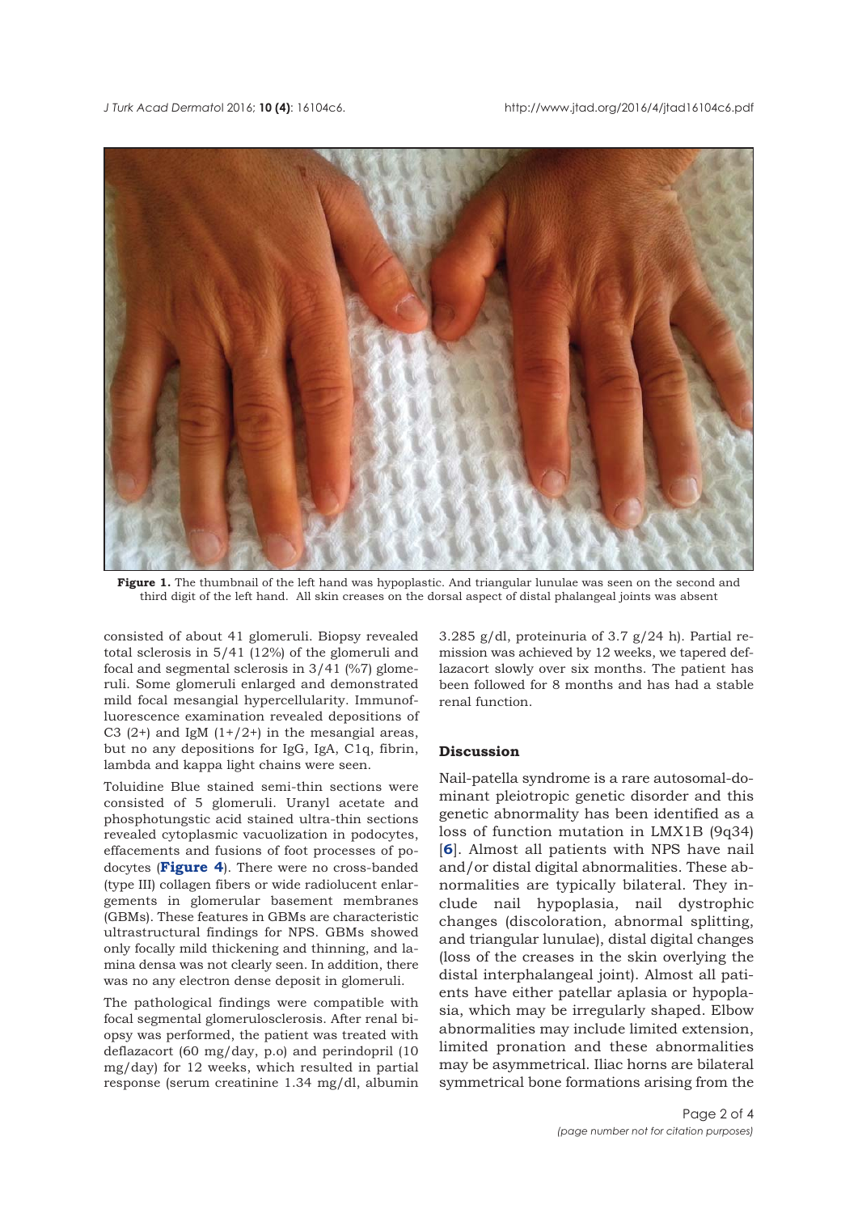**Figure 1.** The thumbnail of the left hand was hypoplastic. And triangular lunulae was seen on the second and third digit of the left hand. All skin creases on the dorsal aspect of distal phalangeal joints was absent

consisted of about 41 glomeruli. Biopsy revealed total sclerosis in 5/41 (12%) of the glomeruli and focal and segmental sclerosis in 3/41 (%7) glomeruli. Some glomeruli enlarged and demonstrated mild focal mesangial hypercellularity. Immunofluorescence examination revealed depositions of C3 (2+) and IgM (1+/2+) in the mesangial areas, but no any depositions for IgG, IgA, C1q, fibrin, lambda and kappa light chains were seen.

Toluidine Blue stained semi-thin sections were consisted of 5 glomeruli. Uranyl acetate and phosphotungstic acid stained ultra-thin sections revealed cytoplasmic vacuolization in podocytes, effacements and fusions of foot processes of podocytes (**Figure 4**). There were no cross-banded (type III) collagen fibers or wide radiolucent enlargements in glomerular basement membranes (GBMs). These features in GBMs are characteristic ultrastructural findings for NPS. GBMs showed only focally mild thickening and thinning, and lamina densa was not clearly seen. In addition, there was no any electron dense deposit in glomeruli.

The pathological findings were compatible with focal segmental glomerulosclerosis. After renal biopsy was performed, the patient was treated with deflazacort (60 mg/day, p.o) and perindopril (10 mg/day) for 12 weeks, which resulted in partial response (serum creatinine 1.34 mg/dl, albumin 3.285 g/dl, proteinuria of 3.7 g/24 h). Partial remission was achieved by 12 weeks, we tapered deflazacort slowly over six months. The patient has been followed for 8 months and has had a stable renal function.

## Discussion

Nail-patella syndrome is a rare autosomal-dominant pleiotropic genetic disorder and this genetic abnormality has been identified as a loss of function mutation in LMX1B (9q34) [**6**]. Almost all patients with NPS have nail and/or distal digital abnormalities. These abnormalities are typically bilateral. They include nail hypoplasia, nail dystrophic changes (discoloration, abnormal splitting, and triangular lunulae), distal digital changes (loss of the creases in the skin overlying the distal interphalangeal joint). Almost all patients have either patellar aplasia or hypoplasia, which may be irregularly shaped. Elbow abnormalities may include limited extension, limited pronation and these abnormalities may be asymmetrical. Iliac horns are bilateral symmetrical bone formations arising from the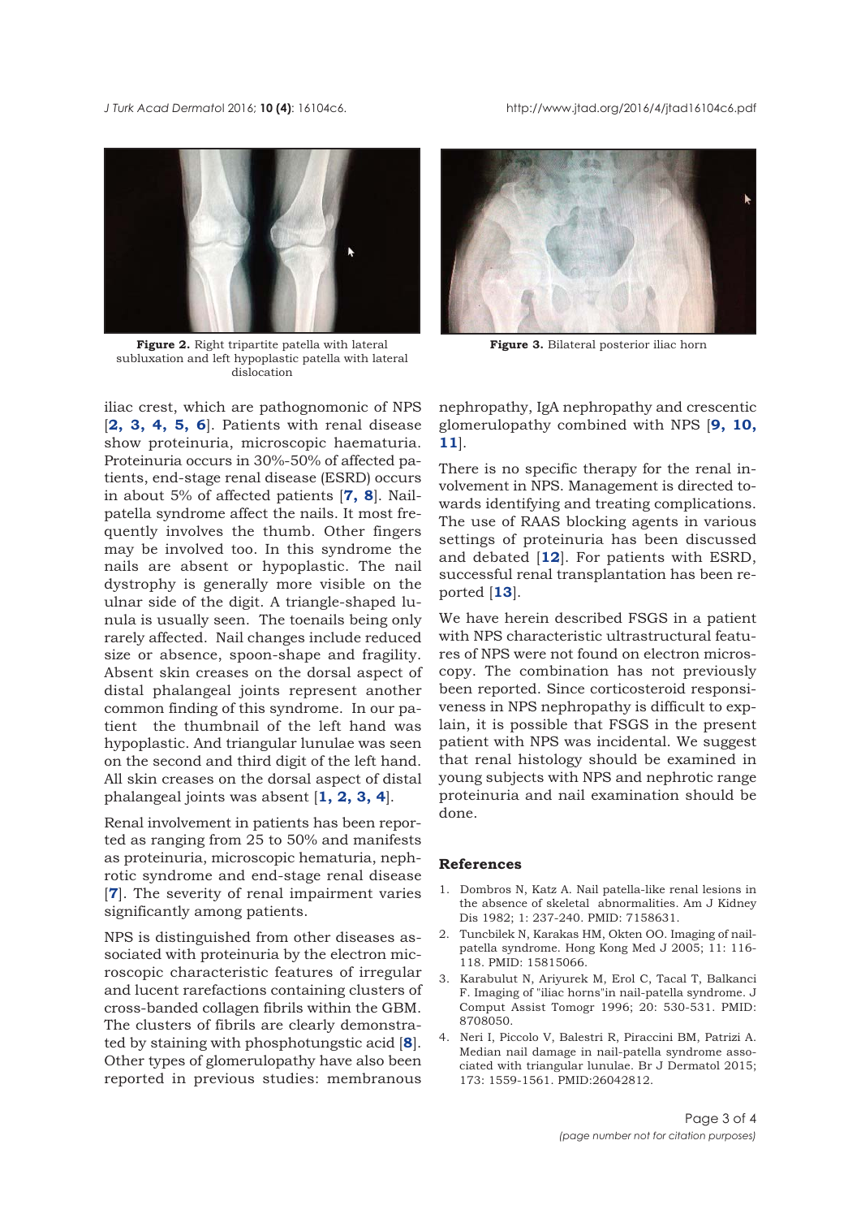**Figure 2.** Right tripartite patella with lateral subluxation and left hypoplastic patella with lateral dislocation

**Figure 3.** Bilateral posterior iliac horn

iliac crest, which are pathognomonic of NPS [**2, 3, 4, 5, 6**]. Patients with renal disease show proteinuria, microscopic haematuria. Proteinuria occurs in 30%-50% of affected patients, end-stage renal disease (ESRD) occurs in about 5% of affected patients [**7, 8**]. Nail-patella syndrome affect the nails. It most frequently involves the thumb. Other fingers may be involved too. In this syndrome the nails are absent or hypoplastic. The nail dystrophy is generally more visible on the ulnar side of the digit. A triangle-shaped lunula is usually seen. The toenails being only rarely affected. Nail changes include reduced size or absence, spoon-shape and fragility. Absent skin creases on the dorsal aspect of distal phalangeal joints represent another common finding of this syndrome. In our patient the thumbnail of the left hand was hypoplastic. And triangular lunulae was seen on the second and third digit of the left hand. All skin creases on the dorsal aspect of distal phalangeal joints was absent [**1, 2, 3, 4**].

Renal involvement in patients has been reported as ranging from 25 to 50% and manifests as proteinuria, microscopic hematuria, nephrotic syndrome and end-stage renal disease [**7**]. The severity of renal impairment varies significantly among patients.

NPS is distinguished from other diseases associated with proteinuria by the electron microscopic characteristic features of irregular and lucent rarefactions containing clusters of cross-banded collagen fibrils within the GBM. The clusters of fibrils are clearly demonstrated by staining with phosphotungstic acid [**8**]. Other types of glomerulopathy have also been reported in previous studies: membranous nephropathy, IgA nephropathy and crescentic glomerulopathy combined with NPS [**9, 10, 11**].

There is no specific therapy for the renal involvement in NPS. Management is directed towards identifying and treating complications. The use of RAAS blocking agents in various settings of proteinuria has been discussed and debated [**12**]. For patients with ESRD, successful renal transplantation has been reported [**13**].

We have herein described FSGS in a patient with NPS characteristic ultrastructural features of NPS were not found on electron microscopy. The combination has not previously been reported. Since corticosteroid responsiveness in NPS nephropathy is difficult to explain, it is possible that FSGS in the present patient with NPS was incidental. We suggest that renal histology should be examined in young subjects with NPS and nephrotic range proteinuria and nail examination should be done.

## References

1. Dombros N, Katz A. Nail patella-like renal lesions in the absence of skeletal abnormalities. Am J Kidney Dis 1982; 1: 237-240. PMID: 7158631.
2. Tuncbilek N, Karakas HM, Okten OO. Imaging of nail-patella syndrome. Hong Kong Med J 2005; 11: 116-118. PMID: 15815066.
3. Karabulut N, Ariyurek M, Erol C, Tacal T, Balkanci F. Imaging of "iliac horns"in nail-patella syndrome. J Comput Assist Tomogr 1996; 20: 530-531. PMID: 8708050.
4. Neri I, Piccolo V, Balestri R, Piraccini BM, Patrizi A. Median nail damage in nail-patella syndrome associated with triangular lunulae. Br J Dermatol 2015; 173: 1559-1561. PMID:26042812.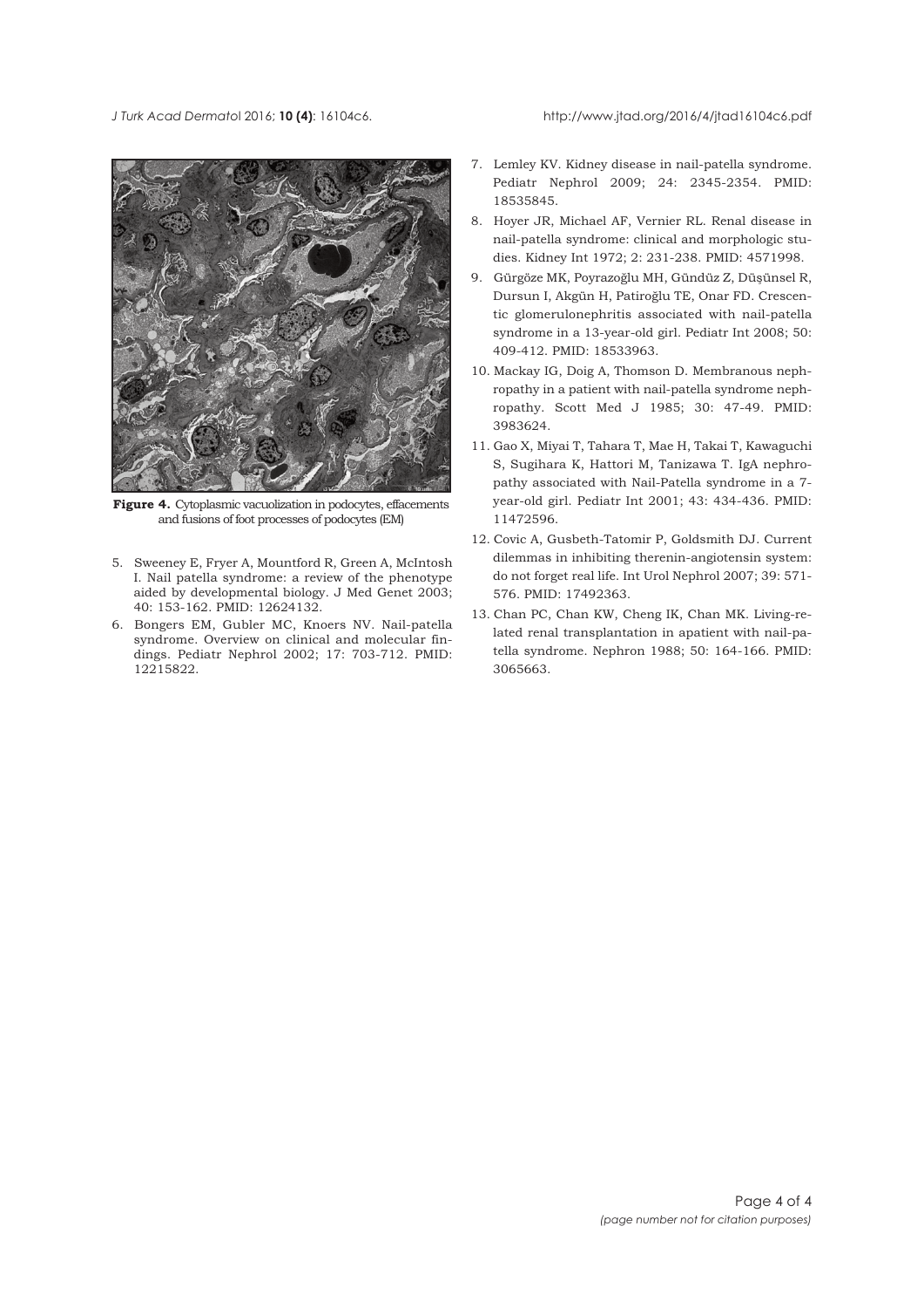Figure 4. Cytoplasmic vacuolization in podocytes, effacements and fusions of foot processes of podocytes (EM)

5. Sweeney E, Fryer A, Mountford R, Green A, McIntosh I. Nail patella syndrome: a review of the phenotype aided by developmental biology. J Med Genet 2003; 40: 153-162. PMID: 12624132.
6. Bongers EM, Gubler MC, Knoers NV. Nail-patella syndrome. Overview on clinical and molecular findings. Pediatr Nephrol 2002; 17: 703-712. PMID: 12215822.
7. Lemley KV. Kidney disease in nail-patella syndrome. Pediatr Nephrol 2009; 24: 2345-2354. PMID: 18535845.
8. Hoyer JR, Michael AF, Vernier RL. Renal disease in nail-patella syndrome: clinical and morphologic studies. Kidney Int 1972; 2: 231-238. PMID: 4571998.
9. Gürgöze MK, Poyrazoğlu MH, Gündüz Z, Düşünsel R, Dursun I, Akgün H, Patiroğlu TE, Onar FD. Crescentic glomerulonephritis associated with nail-patella syndrome in a 13-year-old girl. Pediatr Int 2008; 50: 409-412. PMID: 18533963.
10. Mackay IG, Doig A, Thomson D. Membranous nephropathy in a patient with nail-patella syndrome nephropathy. Scott Med J 1985; 30: 47-49. PMID: 3983624.
11. Gao X, Miyai T, Tahara T, Mae H, Takai T, Kawaguchi S, Sugihara K, Hattori M, Tanizawa T. IgA nephropathy associated with Nail-Patella syndrome in a 7-year-old girl. Pediatr Int 2001; 43: 434-436. PMID: 11472596.
12. Covic A, Gusbeth-Tatomir P, Goldsmith DJ. Current dilemmas in inhibiting therenin-angiotensin system: do not forget real life. Int Urol Nephrol 2007; 39: 571-576. PMID: 17492363.
13. Chan PC, Chan KW, Cheng IK, Chan MK. Living-related renal transplantation in apatient with nail-patella syndrome. Nephron 1988; 50: 164-166. PMID: 3065663.